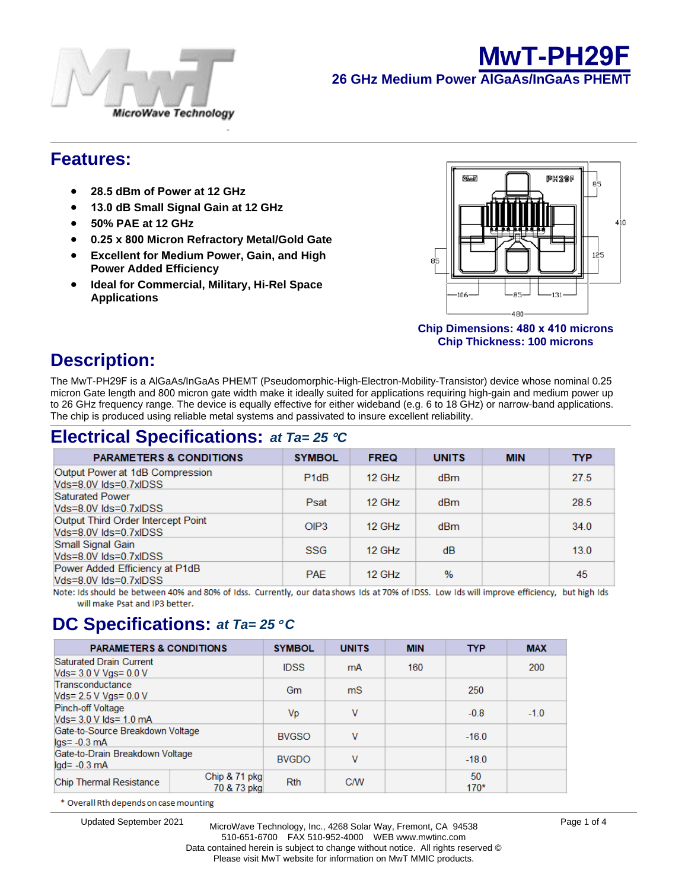# MwT-PH29F

## 26 GHz Medium Power AlGaAs/InGaAs PHEMT

## Features:

- **28.5 dBm of Power at 12 GHz**
- **13.0 dB Small Signal Gain at 12 GHz**
- **50% PAE at 12 GHz**
- **0.25 x 800 Micron Refractory Metal/Gold Gate**
- **Excellent for Medium Power, Gain, and High Power Added Efficiency**
- **Ideal for Commercial, Military, Hi-Rel Space Applications**

MwT PH29F

85
410
85
125
106
85
131
480

**Chip Dimensions: 480 x 410 microns**
**Chip Thickness: 100 microns**

## Description:

The MwT-PH29F is a AlGaAs/InGaAs PHEMT (Pseudomorphic-High-Electron-Mobility-Transistor) device whose nominal 0.25 micron Gate length and 800 micron gate width make it ideally suited for applications requiring high-gain and medium power up to 26 GHz frequency range. The device is equally effective for either wideband (e.g. 6 to 18 GHz) or narrow-band applications. The chip is produced using reliable metal systems and passivated to insure excellent reliability.

## Electrical Specifications: *at Ta= 25 °C*

| PARAMETERS & CONDITIONS | SYMBOL | FREQ | UNITS | MIN | TYP |
|---|---|---|---|---|---|
| Output Power at 1dB Compression<br>Vds=8.0V Ids=0.7xIDSS | P1dB | 12 GHz | dBm | | 27.5 |
| Saturated Power<br>Vds=8.0V Ids=0.7xIDSS | Psat | 12 GHz | dBm | | 28.5 |
| Output Third Order Intercept Point<br>Vds=8.0V Ids=0.7xIDSS | OIP3 | 12 GHz | dBm | | 34.0 |
| Small Signal Gain<br>Vds=8.0V Ids=0.7xIDSS | SSG | 12 GHz | dB | | 13.0 |
| Power Added Efficiency at P1dB<br>Vds=8.0V Ids=0.7xIDSS | PAE | 12 GHz | % | | 45 |

Note: Ids should be between 40% and 80% of Idss. Currently, our data shows Ids at 70% of IDSS. Low Ids will improve efficiency, but high Ids will make Psat and IP3 better.

## DC Specifications: *at Ta= 25 °C*

| PARAMETERS & CONDITIONS | | SYMBOL | UNITS | MIN | TYP | MAX |
|---|---|---|---|---|---|---|
| Saturated Drain Current<br>Vds= 3.0 V Vgs= 0.0 V | | IDSS | mA | 160 | | 200 |
| Transconductance<br>Vds= 2.5 V Vgs= 0.0 V | | Gm | mS | | 250 | |
| Pinch-off Voltage<br>Vds= 3.0 V Ids= 1.0 mA | | Vp | V | | -0.8 | -1.0 |
| Gate-to-Source Breakdown Voltage<br>Igs= -0.3 mA | | BVGSO | V | | -16.0 | |
| Gate-to-Drain Breakdown Voltage<br>Igd= -0.3 mA | | BVGDO | V | | -18.0 | |
| Chip Thermal Resistance | Chip & 71 pkg<br>70 & 73 pkg | Rth | C/W | | 50<br>170* | |

\* Overall Rth depends on case mounting

Updated September 2021

MicroWave Technology, Inc., 4268 Solar Way, Fremont, CA 94538
510-651-6700 FAX 510-952-4000 WEB www.mwtinc.com
Data contained herein is subject to change without notice. All rights reserved ©
Please visit MwT website for information on MwT MMIC products.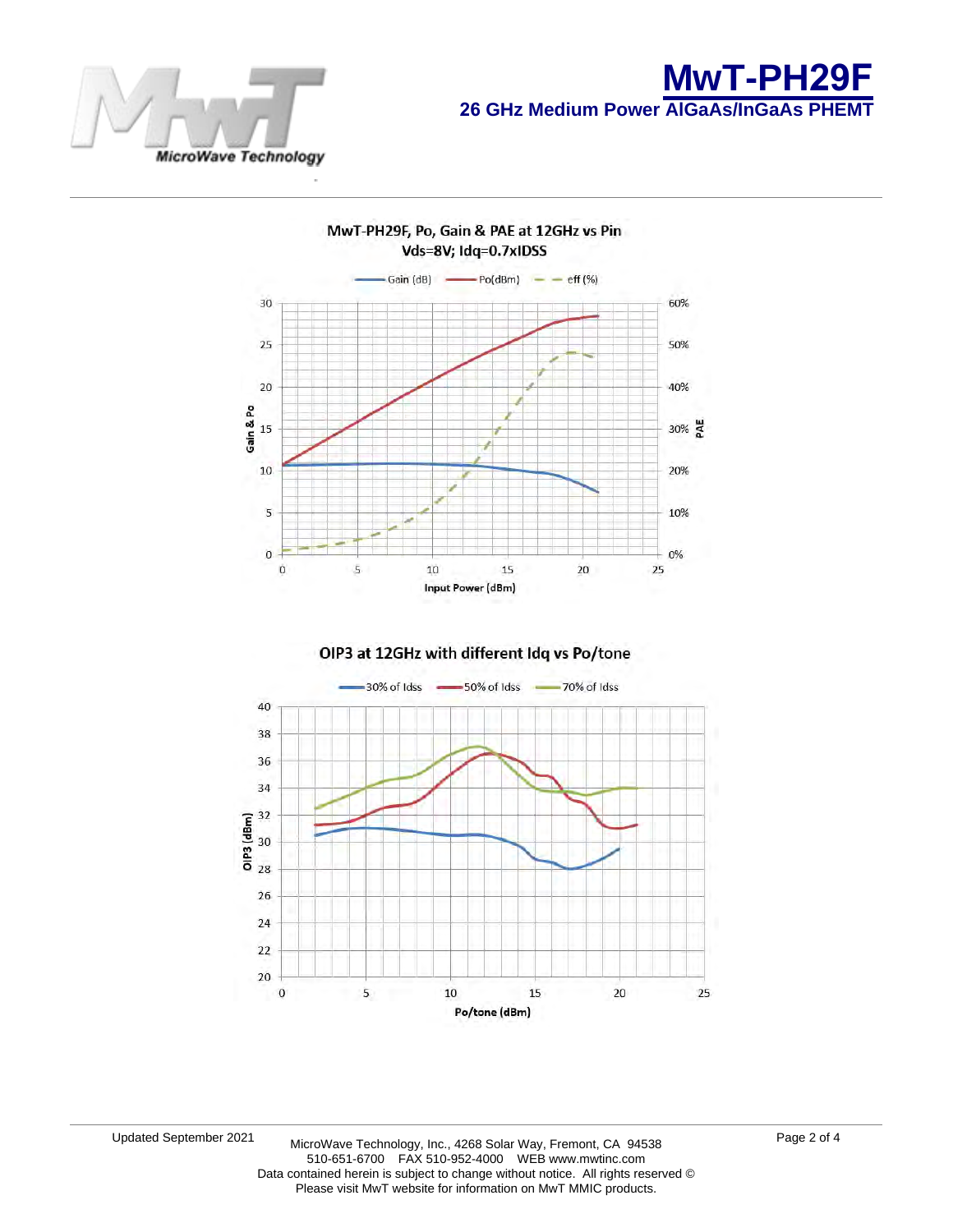MwT-PH29F, Po, Gain & PAE at 12GHz vs Pin
Vds=8V; Idq=0.7xIDSS

Gain (dB)
Po(dBm)
eff (%)

Gain & Po
30
25
20
15
10
5
0

PAE
60%
50%
40%
30%
20%
10%
0%

0
5
10
15
20
25
Input Power (dBm)

OIP3 at 12GHz with different Idq vs Po/tone

30% of Idss
50% of Idss
70% of Idss

OIP3 (dBm)
40
38
36
34
32
30
28
26
24
22
20

0
5
10
15
20
25
Po/tone (dBm)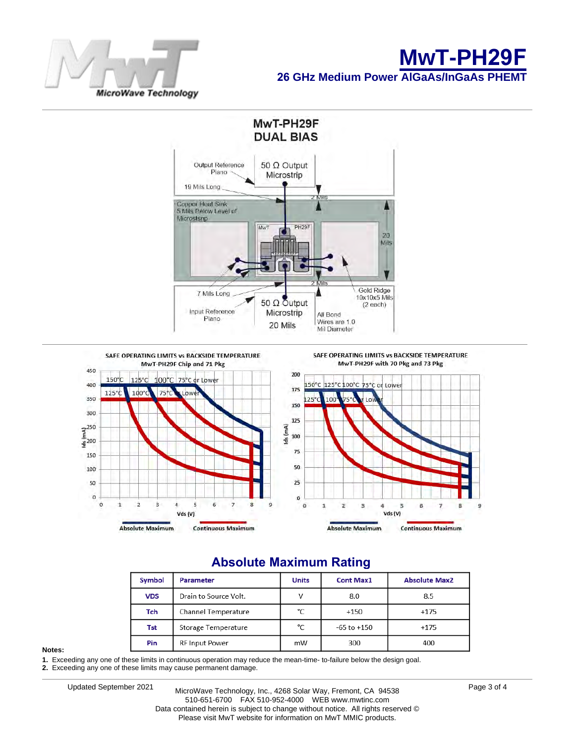# MwT-PH29F

## 26 GHz Medium Power AlGaAs/InGaAs PHEMT

MwT-PH29F
DUAL BIAS

Output Reference Plane
50 Ω Output Microstrip
19 Mils Long
2 Mils
Copper Heat Sink 5 Mils Below Level of Microstrip
MwT PH29F
20 Mils
2 Mils
7 Mils Long
Gold Ridge 10x10x5 Mils (2 each)
Input Reference Plane
50 Ω Output Microstrip
20 Mils
All Bond Wires are 1.0 Mil Diameter

SAFE OPERATING LIMITS vs BACKSIDE TEMPERATURE
MwT-PH29F Chip and 71 Pkg

SAFE OPERATING LIMITS vs BACKSIDE TEMPERATURE
MwT-PH29F with 70 Pkg and 73 Pkg

Absolute Maximum — Continuous Maximum

## Absolute Maximum Rating

| Symbol | Parameter | Units | Cont Max1 | Absolute Max2 |
|---|---|---|---|---|
| VDS | Drain to Source Volt. | V | 8.0 | 8.5 |
| Tch | Channel Temperature | °C | +150 | +175 |
| Tst | Storage Temperature | °C | -65 to +150 | +175 |
| Pin | RF Input Power | mW | 300 | 400 |

**Notes:**

1. Exceeding any one of these limits in continuous operation may reduce the mean-time- to-failure below the design goal.
2. Exceeding any one of these limits may cause permanent damage.

Updated September 2021

MicroWave Technology, Inc., 4268 Solar Way, Fremont, CA 94538
510-651-6700 FAX 510-952-4000 WEB www.mwtinc.com
Data contained herein is subject to change without notice. All rights reserved ©
Please visit MwT website for information on MwT MMIC products.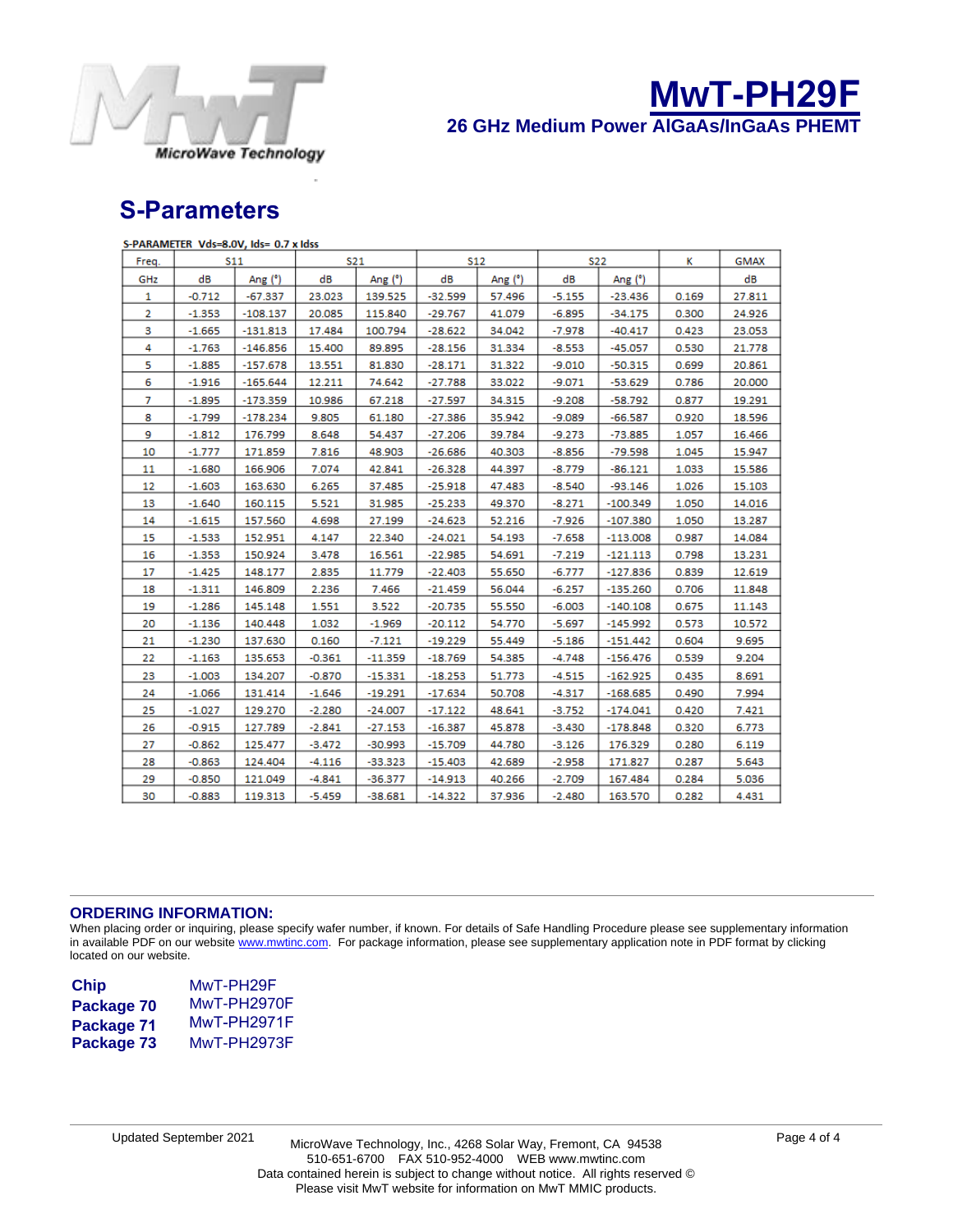# MwT-PH29F

## 26 GHz Medium Power AlGaAs/InGaAs PHEMT

## S-Parameters

S-PARAMETER Vds=8.0V, Ids= 0.7 x Idss

| Freq. | S11 | | S21 | | S12 | | S22 | | K | GMAX |
|---|---|---|---|---|---|---|---|---|---|---|
| GHz | dB | Ang (°) | dB | Ang (°) | dB | Ang (°) | dB | Ang (°) | | dB |
| 1 | -0.712 | -67.337 | 23.023 | 139.525 | -32.599 | 57.496 | -5.155 | -23.436 | 0.169 | 27.811 |
| 2 | -1.353 | -108.137 | 20.085 | 115.840 | -29.767 | 41.079 | -6.895 | -34.175 | 0.300 | 24.926 |
| 3 | -1.665 | -131.813 | 17.484 | 100.794 | -28.622 | 34.042 | -7.978 | -40.417 | 0.423 | 23.053 |
| 4 | -1.763 | -146.856 | 15.400 | 89.895 | -28.156 | 31.334 | -8.553 | -45.057 | 0.530 | 21.778 |
| 5 | -1.885 | -157.678 | 13.551 | 81.830 | -28.171 | 31.322 | -9.010 | -50.315 | 0.699 | 20.861 |
| 6 | -1.916 | -165.644 | 12.211 | 74.642 | -27.788 | 33.022 | -9.071 | -53.629 | 0.786 | 20.000 |
| 7 | -1.895 | -173.359 | 10.986 | 67.218 | -27.597 | 34.315 | -9.208 | -58.792 | 0.877 | 19.291 |
| 8 | -1.799 | -178.234 | 9.805 | 61.180 | -27.386 | 35.942 | -9.089 | -66.587 | 0.920 | 18.596 |
| 9 | -1.812 | 176.799 | 8.648 | 54.437 | -27.206 | 39.784 | -9.273 | -73.885 | 1.057 | 16.466 |
| 10 | -1.777 | 171.859 | 7.816 | 48.903 | -26.686 | 40.303 | -8.856 | -79.598 | 1.045 | 15.947 |
| 11 | -1.680 | 166.906 | 7.074 | 42.841 | -26.328 | 44.397 | -8.779 | -86.121 | 1.033 | 15.586 |
| 12 | -1.603 | 163.630 | 6.265 | 37.485 | -25.918 | 47.483 | -8.540 | -93.146 | 1.026 | 15.103 |
| 13 | -1.640 | 160.115 | 5.521 | 31.985 | -25.233 | 49.370 | -8.271 | -100.349 | 1.050 | 14.016 |
| 14 | -1.615 | 157.560 | 4.698 | 27.199 | -24.623 | 52.216 | -7.926 | -107.380 | 1.050 | 13.287 |
| 15 | -1.533 | 152.951 | 4.147 | 22.340 | -24.021 | 54.193 | -7.658 | -113.008 | 0.987 | 14.084 |
| 16 | -1.353 | 150.924 | 3.478 | 16.561 | -22.985 | 54.691 | -7.219 | -121.113 | 0.798 | 13.231 |
| 17 | -1.425 | 148.177 | 2.835 | 11.779 | -22.403 | 55.650 | -6.777 | -127.836 | 0.839 | 12.619 |
| 18 | -1.311 | 146.809 | 2.236 | 7.466 | -21.459 | 56.044 | -6.257 | -135.260 | 0.706 | 11.848 |
| 19 | -1.286 | 145.148 | 1.551 | 3.522 | -20.735 | 55.550 | -6.003 | -140.108 | 0.675 | 11.143 |
| 20 | -1.136 | 140.448 | 1.032 | -1.969 | -20.112 | 54.770 | -5.697 | -145.992 | 0.573 | 10.572 |
| 21 | -1.230 | 137.630 | 0.160 | -7.121 | -19.229 | 55.449 | -5.186 | -151.442 | 0.604 | 9.695 |
| 22 | -1.163 | 135.653 | -0.361 | -11.359 | -18.769 | 54.385 | -4.748 | -156.476 | 0.539 | 9.204 |
| 23 | -1.003 | 134.207 | -0.870 | -15.331 | -18.253 | 51.773 | -4.515 | -162.925 | 0.435 | 8.691 |
| 24 | -1.066 | 131.414 | -1.646 | -19.291 | -17.634 | 50.708 | -4.317 | -168.685 | 0.490 | 7.994 |
| 25 | -1.027 | 129.270 | -2.280 | -24.007 | -17.122 | 48.641 | -3.752 | -174.041 | 0.420 | 7.421 |
| 26 | -0.915 | 127.789 | -2.841 | -27.153 | -16.387 | 45.878 | -3.430 | -178.848 | 0.320 | 6.773 |
| 27 | -0.862 | 125.477 | -3.472 | -30.993 | -15.709 | 44.780 | -3.126 | 176.329 | 0.280 | 6.119 |
| 28 | -0.863 | 124.404 | -4.116 | -33.323 | -15.403 | 42.689 | -2.958 | 171.827 | 0.287 | 5.643 |
| 29 | -0.850 | 121.049 | -4.841 | -36.377 | -14.913 | 40.266 | -2.709 | 167.484 | 0.284 | 5.036 |
| 30 | -0.883 | 119.313 | -5.459 | -38.681 | -14.322 | 37.936 | -2.480 | 163.570 | 0.282 | 4.431 |

### ORDERING INFORMATION:

When placing order or inquiring, please specify wafer number, if known. For details of Safe Handling Procedure please see supplementary information in available PDF on our website www.mwtinc.com. For package information, please see supplementary application note in PDF format by clicking located on our website.

| | |
|---|---|
| **Chip** | MwT-PH29F |
| **Package 70** | MwT-PH2970F |
| **Package 71** | MwT-PH2971F |
| **Package 73** | MwT-PH2973F |

Updated September 2021

MicroWave Technology, Inc., 4268 Solar Way, Fremont, CA 94538
510-651-6700 FAX 510-952-4000 WEB www.mwtinc.com
Data contained herein is subject to change without notice. All rights reserved ©
Please visit MwT website for information on MwT MMIC products.